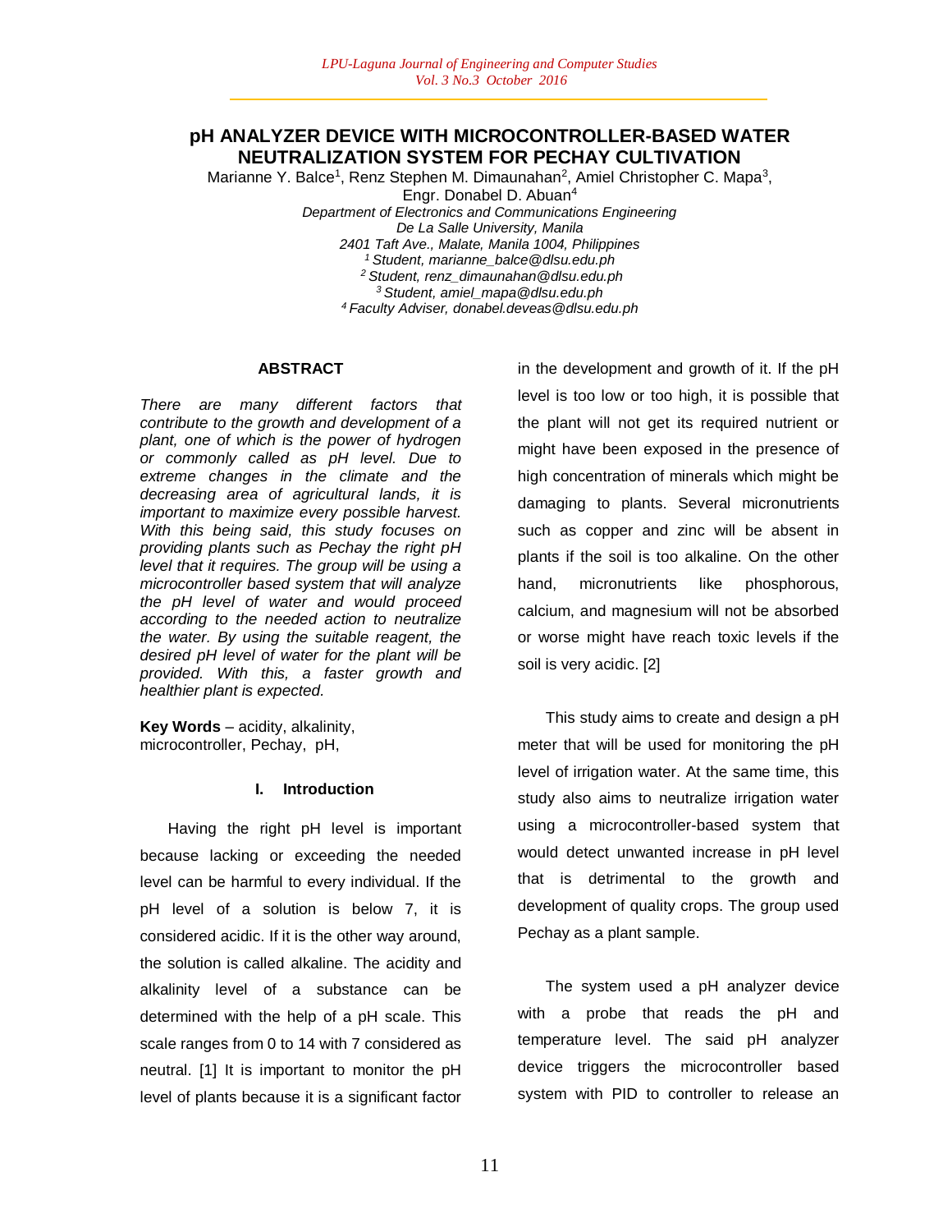# pH ANALYZER DEVICE WITH MICROCONTROLLER-BASED WATER NEUTRALIZATION SYSTEM FOR PECHAY CULTIVATION

Marianne Y. Balce[1], Renz Stephen M. Dimaunahan[2], Amiel Christopher C. Mapa[3], Engr. Donabel D. Abuan[4]

*Department of Electronics and Communications Engineering*
*De La Salle University, Manila*
*2401 Taft Ave., Malate, Manila 1004, Philippines*
*[1] Student, marianne_balce@dlsu.edu.ph*
*[2] Student, renz_dimaunahan@dlsu.edu.ph*
*[3] Student, amiel_mapa@dlsu.edu.ph*
*[4] Faculty Adviser, donabel.deveas@dlsu.edu.ph*

## ABSTRACT

*There are many different factors that contribute to the growth and development of a plant, one of which is the power of hydrogen or commonly called as pH level. Due to extreme changes in the climate and the decreasing area of agricultural lands, it is important to maximize every possible harvest. With this being said, this study focuses on providing plants such as Pechay the right pH level that it requires. The group will be using a microcontroller based system that will analyze the pH level of water and would proceed according to the needed action to neutralize the water. By using the suitable reagent, the desired pH level of water for the plant will be provided. With this, a faster growth and healthier plant is expected.*

**Key Words** – acidity, alkalinity, microcontroller, Pechay, pH,

## I. Introduction

Having the right pH level is important because lacking or exceeding the needed level can be harmful to every individual. If the pH level of a solution is below 7, it is considered acidic. If it is the other way around, the solution is called alkaline. The acidity and alkalinity level of a substance can be determined with the help of a pH scale. This scale ranges from 0 to 14 with 7 considered as neutral. [1] It is important to monitor the pH level of plants because it is a significant factor in the development and growth of it. If the pH level is too low or too high, it is possible that the plant will not get its required nutrient or might have been exposed in the presence of high concentration of minerals which might be damaging to plants. Several micronutrients such as copper and zinc will be absent in plants if the soil is too alkaline. On the other hand, micronutrients like phosphorous, calcium, and magnesium will not be absorbed or worse might have reach toxic levels if the soil is very acidic. [2]

This study aims to create and design a pH meter that will be used for monitoring the pH level of irrigation water. At the same time, this study also aims to neutralize irrigation water using a microcontroller-based system that would detect unwanted increase in pH level that is detrimental to the growth and development of quality crops. The group used Pechay as a plant sample.

The system used a pH analyzer device with a probe that reads the pH and temperature level. The said pH analyzer device triggers the microcontroller based system with PID to controller to release an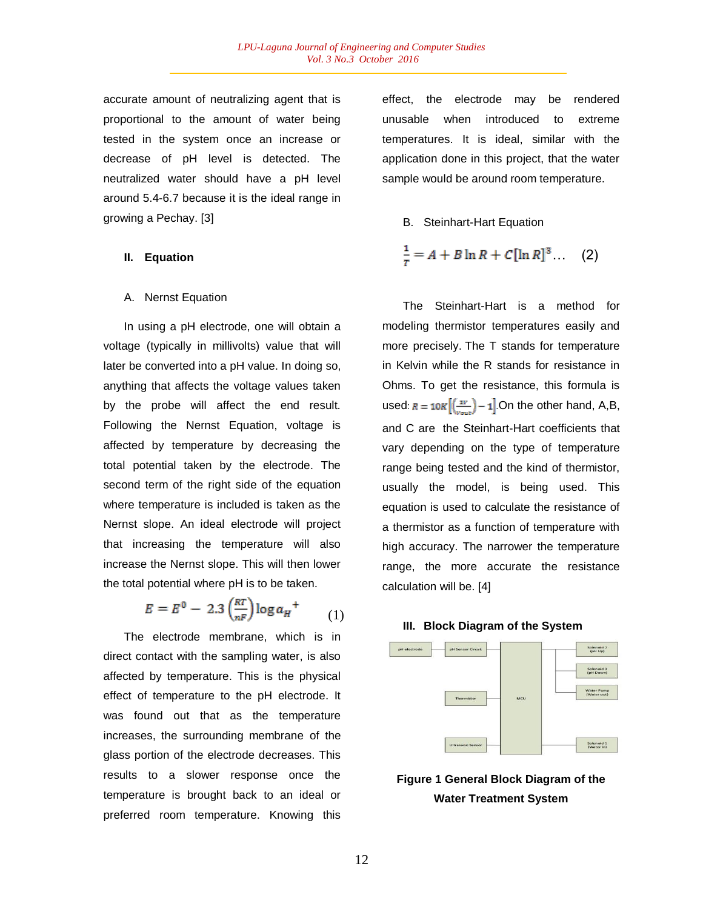accurate amount of neutralizing agent that is proportional to the amount of water being tested in the system once an increase or decrease of pH level is detected. The neutralized water should have a pH level around 5.4-6.7 because it is the ideal range in growing a Pechay. [3]

## II. Equation

### A. Nernst Equation

In using a pH electrode, one will obtain a voltage (typically in millivolts) value that will later be converted into a pH value. In doing so, anything that affects the voltage values taken by the probe will affect the end result. Following the Nernst Equation, voltage is affected by temperature by decreasing the total potential taken by the electrode. The second term of the right side of the equation where temperature is included is taken as the Nernst slope. An ideal electrode will project that increasing the temperature will also increase the Nernst slope. This will then lower the total potential where pH is to be taken.

$$E = E^0 - 2.3\left(\frac{RT}{nF}\right)\log a_{H}{}^{+} \quad (1)$$

The electrode membrane, which is in direct contact with the sampling water, is also affected by temperature. This is the physical effect of temperature to the pH electrode. It was found out that as the temperature increases, the surrounding membrane of the glass portion of the electrode decreases. This results to a slower response once the temperature is brought back to an ideal or preferred room temperature. Knowing this effect, the electrode may be rendered unusable when introduced to extreme temperatures. It is ideal, similar with the application done in this project, that the water sample would be around room temperature.

### B. Steinhart-Hart Equation

$$\frac{1}{T} = A + B\ln R + C[\ln R]^3 \ldots \quad (2)$$

The Steinhart-Hart is a method for modeling thermistor temperatures easily and more precisely. The T stands for temperature in Kelvin while the R stands for resistance in Ohms. To get the resistance, this formula is used: $R = 10K\left[\left(\frac{5V}{V_{out}}\right) - 1\right]$.On the other hand, A,B, and C are the Steinhart-Hart coefficients that vary depending on the type of temperature range being tested and the kind of thermistor, usually the model, is being used. This equation is used to calculate the resistance of a thermistor as a function of temperature with high accuracy. The narrower the temperature range, the more accurate the resistance calculation will be. [4]

## III. Block Diagram of the System

**Figure 1 General Block Diagram of the Water Treatment System**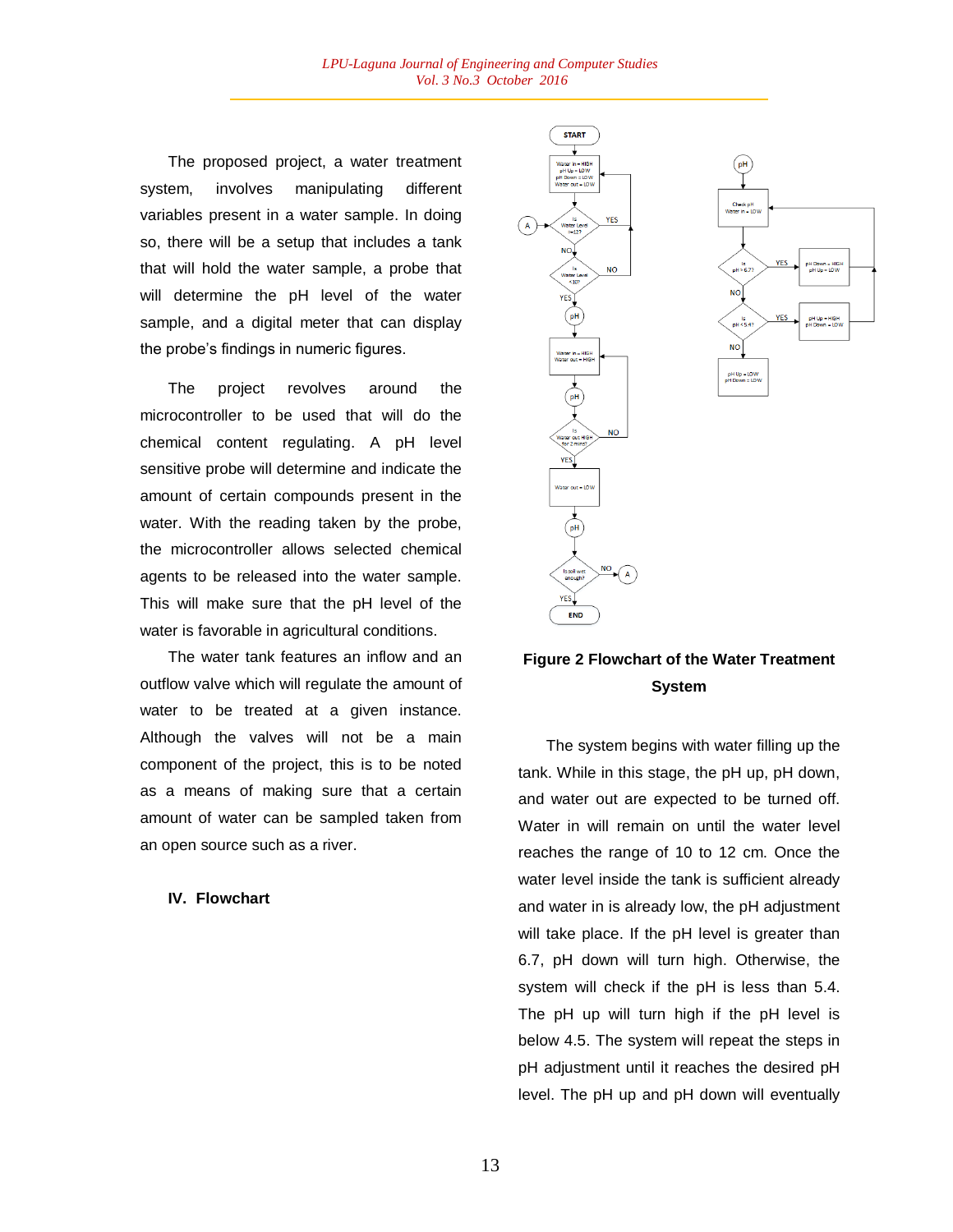The proposed project, a water treatment system, involves manipulating different variables present in a water sample. In doing so, there will be a setup that includes a tank that will hold the water sample, a probe that will determine the pH level of the water sample, and a digital meter that can display the probe's findings in numeric figures.

The project revolves around the microcontroller to be used that will do the chemical content regulating. A pH level sensitive probe will determine and indicate the amount of certain compounds present in the water. With the reading taken by the probe, the microcontroller allows selected chemical agents to be released into the water sample. This will make sure that the pH level of the water is favorable in agricultural conditions.

The water tank features an inflow and an outflow valve which will regulate the amount of water to be treated at a given instance. Although the valves will not be a main component of the project, this is to be noted as a means of making sure that a certain amount of water can be sampled taken from an open source such as a river.

## IV. Flowchart

**Figure 2 Flowchart of the Water Treatment System**

The system begins with water filling up the tank. While in this stage, the pH up, pH down, and water out are expected to be turned off. Water in will remain on until the water level reaches the range of 10 to 12 cm. Once the water level inside the tank is sufficient already and water in is already low, the pH adjustment will take place. If the pH level is greater than 6.7, pH down will turn high. Otherwise, the system will check if the pH is less than 5.4. The pH up will turn high if the pH level is below 4.5. The system will repeat the steps in pH adjustment until it reaches the desired pH level. The pH up and pH down will eventually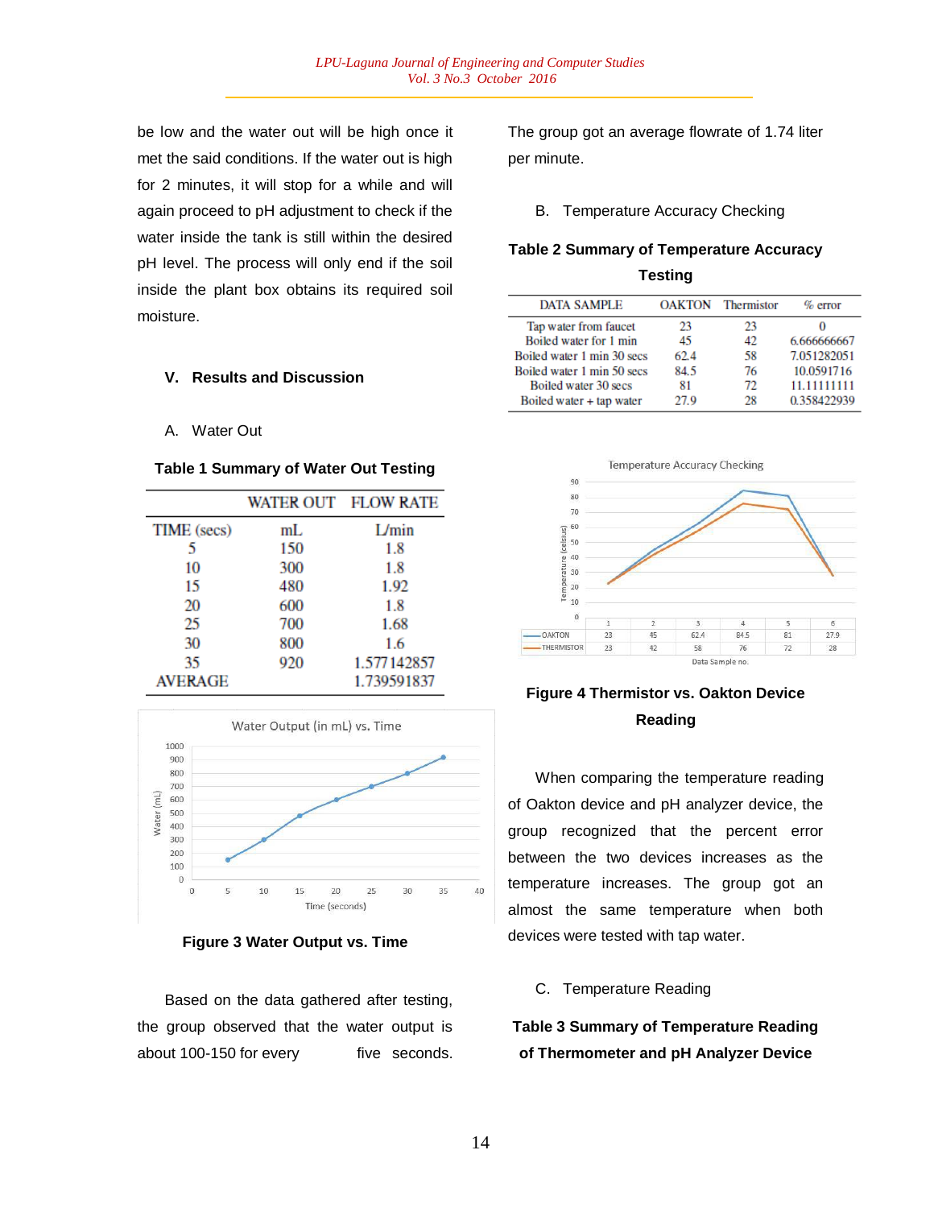be low and the water out will be high once it met the said conditions. If the water out is high for 2 minutes, it will stop for a while and will again proceed to pH adjustment to check if the water inside the tank is still within the desired pH level. The process will only end if the soil inside the plant box obtains its required soil moisture.

## V. Results and Discussion

### A. Water Out

**Table 1 Summary of Water Out Testing**

| | WATER OUT | FLOW RATE |
|---|---|---|
| TIME (secs) | mL | L/min |
| 5 | 150 | 1.8 |
| 10 | 300 | 1.8 |
| 15 | 480 | 1.92 |
| 20 | 600 | 1.8 |
| 25 | 700 | 1.68 |
| 30 | 800 | 1.6 |
| 35 | 920 | 1.577142857 |
| AVERAGE | | 1.739591837 |

**Figure 3 Water Output vs. Time**

Based on the data gathered after testing, the group observed that the water output is about 100-150 for every five seconds. The group got an average flowrate of 1.74 liter per minute.

### B. Temperature Accuracy Checking

**Table 2 Summary of Temperature Accuracy Testing**

| DATA SAMPLE | OAKTON | Thermistor | % error |
|---|---|---|---|
| Tap water from faucet | 23 | 23 | 0 |
| Boiled water for 1 min | 45 | 42 | 6.666666667 |
| Boiled water 1 min 30 secs | 62.4 | 58 | 7.051282051 |
| Boiled water 1 min 50 secs | 84.5 | 76 | 10.0591716 |
| Boiled water 30 secs | 81 | 72 | 11.11111111 |
| Boiled water + tap water | 27.9 | 28 | 0.358422939 |

**Figure 4 Thermistor vs. Oakton Device Reading**

When comparing the temperature reading of Oakton device and pH analyzer device, the group recognized that the percent error between the two devices increases as the temperature increases. The group got an almost the same temperature when both devices were tested with tap water.

### C. Temperature Reading

**Table 3 Summary of Temperature Reading of Thermometer and pH Analyzer Device**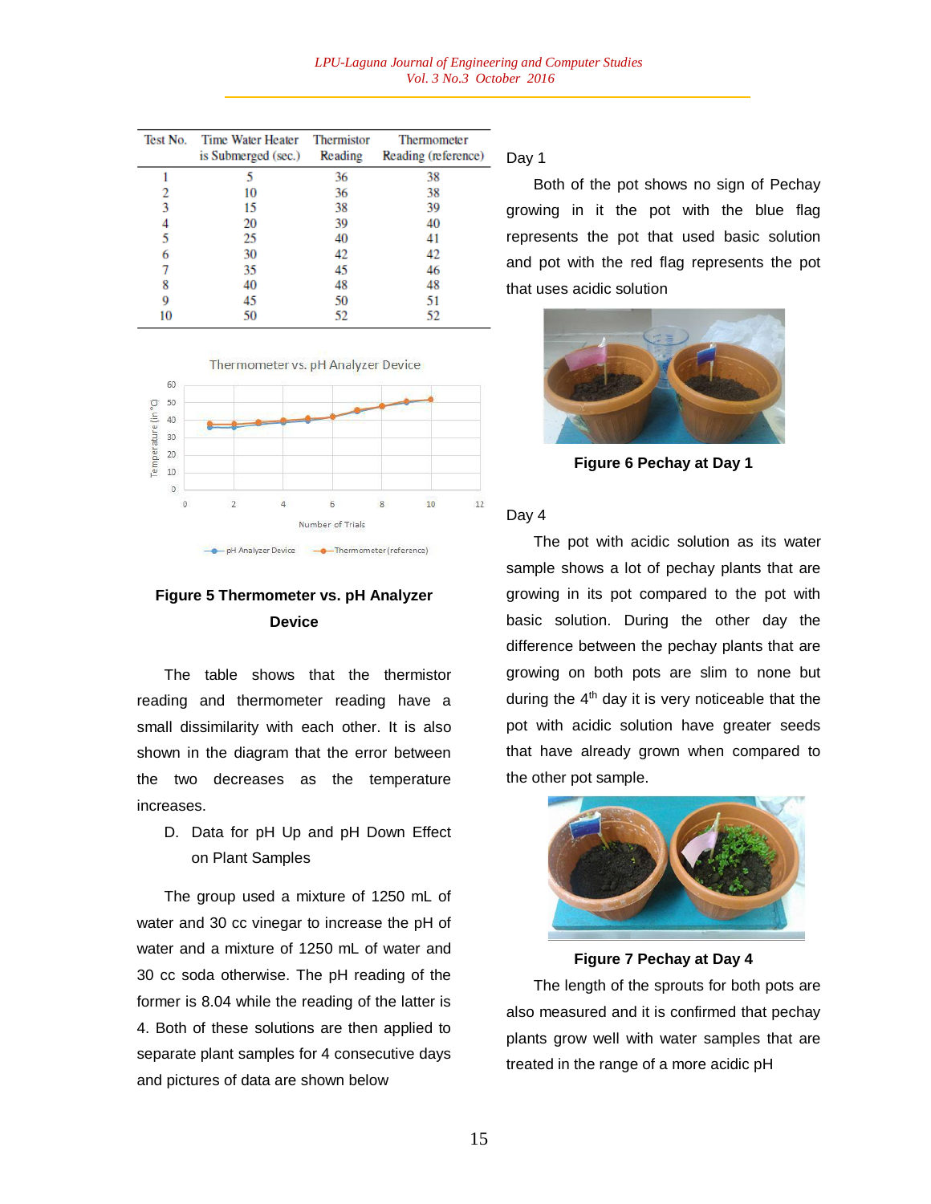| Test No. | Time Water Heater is Submerged (sec.) | Thermistor Reading | Thermometer Reading (reference) |
|---|---|---|---|
| 1 | 5 | 36 | 38 |
| 2 | 10 | 36 | 38 |
| 3 | 15 | 38 | 39 |
| 4 | 20 | 39 | 40 |
| 5 | 25 | 40 | 41 |
| 6 | 30 | 42 | 42 |
| 7 | 35 | 45 | 46 |
| 8 | 40 | 48 | 48 |
| 9 | 45 | 50 | 51 |
| 10 | 50 | 52 | 52 |

**Figure 5 Thermometer vs. pH Analyzer Device**

The table shows that the thermistor reading and thermometer reading have a small dissimilarity with each other. It is also shown in the diagram that the error between the two decreases as the temperature increases.

D. Data for pH Up and pH Down Effect on Plant Samples

The group used a mixture of 1250 mL of water and 30 cc vinegar to increase the pH of water and a mixture of 1250 mL of water and 30 cc soda otherwise. The pH reading of the former is 8.04 while the reading of the latter is 4. Both of these solutions are then applied to separate plant samples for 4 consecutive days and pictures of data are shown below

Day 1

Both of the pot shows no sign of Pechay growing in it the pot with the blue flag represents the pot that used basic solution and pot with the red flag represents the pot that uses acidic solution

**Figure 6 Pechay at Day 1**

Day 4

The pot with acidic solution as its water sample shows a lot of pechay plants that are growing in its pot compared to the pot with basic solution. During the other day the difference between the pechay plants that are growing on both pots are slim to none but during the 4th day it is very noticeable that the pot with acidic solution have greater seeds that have already grown when compared to the other pot sample.

**Figure 7 Pechay at Day 4**

The length of the sprouts for both pots are also measured and it is confirmed that pechay plants grow well with water samples that are treated in the range of a more acidic pH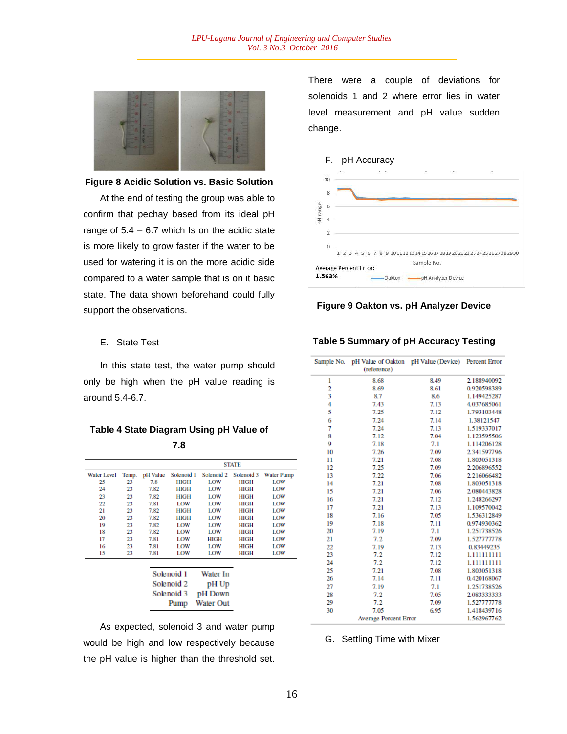**Figure 8 Acidic Solution vs. Basic Solution**

At the end of testing the group was able to confirm that pechay based from its ideal pH range of 5.4 – 6.7 which Is on the acidic state is more likely to grow faster if the water to be used for watering it is on the more acidic side compared to a water sample that is on it basic state. The data shown beforehand could fully support the observations.

E. State Test

In this state test, the water pump should only be high when the pH value reading is around 5.4-6.7.

**Table 4 State Diagram Using pH Value of 7.8**

| | | | STATE | | | |
|---|---|---|---|---|---|---|
| Water Level | Temp. | pH Value | Solenoid 1 | Solenoid 2 | Solenoid 3 | Water Pump |
| 25 | 23 | 7.8 | HIGH | LOW | HIGH | LOW |
| 24 | 23 | 7.82 | HIGH | LOW | HIGH | LOW |
| 23 | 23 | 7.82 | HIGH | LOW | HIGH | LOW |
| 22 | 23 | 7.81 | LOW | LOW | HIGH | LOW |
| 21 | 23 | 7.82 | HIGH | LOW | HIGH | LOW |
| 20 | 23 | 7.82 | HIGH | LOW | HIGH | LOW |
| 19 | 23 | 7.82 | LOW | LOW | HIGH | LOW |
| 18 | 23 | 7.82 | LOW | LOW | HIGH | LOW |
| 17 | 23 | 7.81 | LOW | HIGH | HIGH | LOW |
| 16 | 23 | 7.81 | LOW | LOW | HIGH | LOW |
| 15 | 23 | 7.81 | LOW | LOW | HIGH | LOW |

| | |
|---|---|
| Solenoid 1 | Water In |
| Solenoid 2 | pH Up |
| Solenoid 3 | pH Down |
| Pump | Water Out |

As expected, solenoid 3 and water pump would be high and low respectively because the pH value is higher than the threshold set. There were a couple of deviations for solenoids 1 and 2 where error lies in water level measurement and pH value sudden change.

F. pH Accuracy

Average Percent Error: **1.563%**

**Figure 9 Oakton vs. pH Analyzer Device**

**Table 5 Summary of pH Accuracy Testing**

| Sample No. | pH Value of Oakton (reference) | pH Value (Device) | Percent Error |
|---|---|---|---|
| 1 | 8.68 | 8.49 | 2.188940092 |
| 2 | 8.69 | 8.61 | 0.920598389 |
| 3 | 8.7 | 8.6 | 1.149425287 |
| 4 | 7.43 | 7.13 | 4.037685061 |
| 5 | 7.25 | 7.12 | 1.793103448 |
| 6 | 7.24 | 7.14 | 1.38121547 |
| 7 | 7.24 | 7.13 | 1.519337017 |
| 8 | 7.12 | 7.04 | 1.123595506 |
| 9 | 7.18 | 7.1 | 1.114206128 |
| 10 | 7.26 | 7.09 | 2.341597796 |
| 11 | 7.21 | 7.08 | 1.803051318 |
| 12 | 7.25 | 7.09 | 2.206896552 |
| 13 | 7.22 | 7.06 | 2.216066482 |
| 14 | 7.21 | 7.08 | 1.803051318 |
| 15 | 7.21 | 7.06 | 2.080443828 |
| 16 | 7.21 | 7.12 | 1.248266297 |
| 17 | 7.21 | 7.13 | 1.109570042 |
| 18 | 7.16 | 7.05 | 1.536312849 |
| 19 | 7.18 | 7.11 | 0.974930362 |
| 20 | 7.19 | 7.1 | 1.251738526 |
| 21 | 7.2 | 7.09 | 1.527777778 |
| 22 | 7.19 | 7.13 | 0.83449235 |
| 23 | 7.2 | 7.12 | 1.111111111 |
| 24 | 7.2 | 7.12 | 1.111111111 |
| 25 | 7.21 | 7.08 | 1.803051318 |
| 26 | 7.14 | 7.11 | 0.420168067 |
| 27 | 7.19 | 7.1 | 1.251738526 |
| 28 | 7.2 | 7.05 | 2.083333333 |
| 29 | 7.2 | 7.09 | 1.527777778 |
| 30 | 7.05 | 6.95 | 1.418439716 |
| | Average Percent Error | | 1.562967762 |

G. Settling Time with Mixer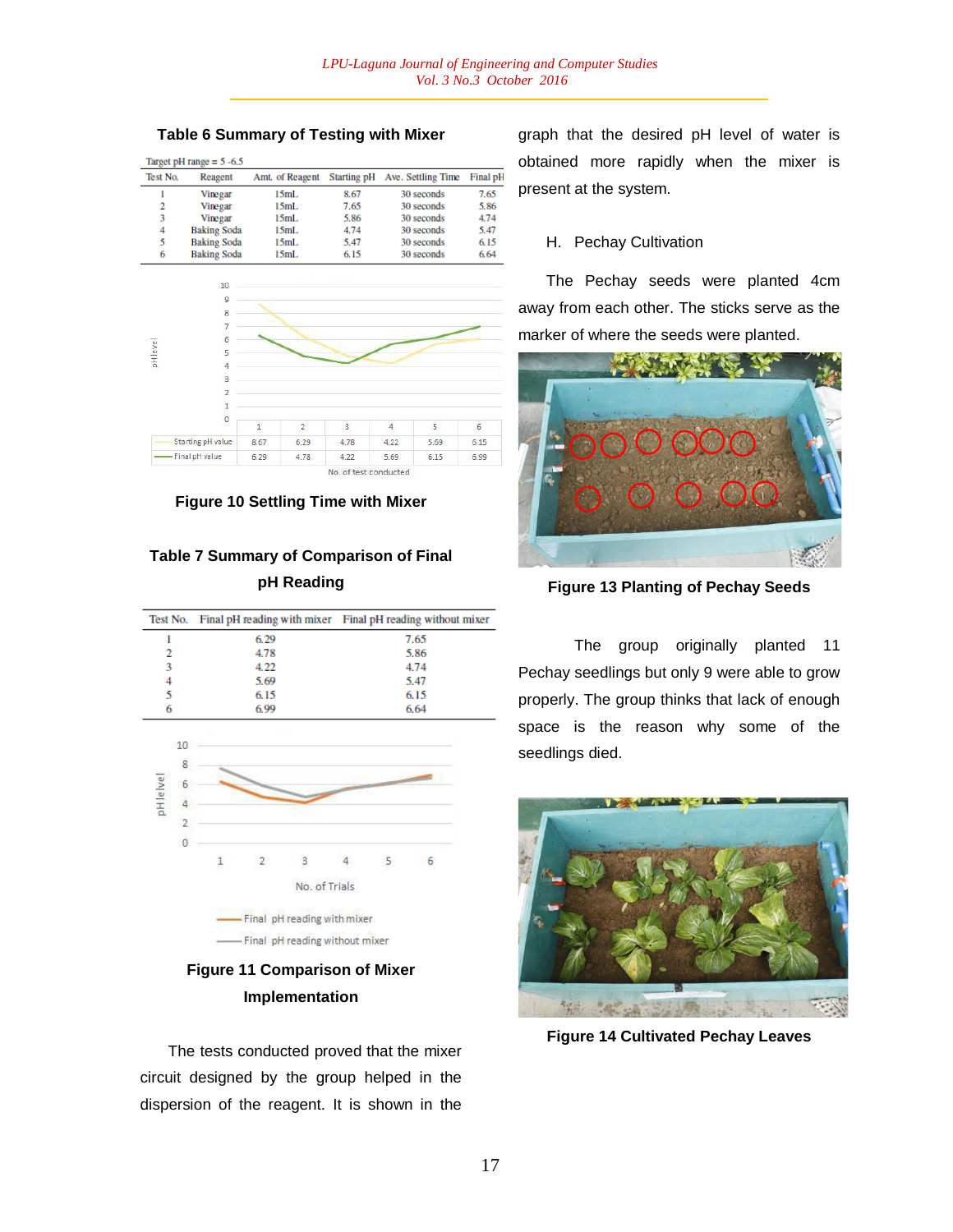**Table 6 Summary of Testing with Mixer**

Target pH range = 5 -6.5

| Test No. | Reagent | Amt. of Reagent | Starting pH | Ave. Settling Time | Final pH |
|---|---|---|---|---|---|
| 1 | Vinegar | 15mL | 8.67 | 30 seconds | 7.65 |
| 2 | Vinegar | 15mL | 7.65 | 30 seconds | 5.86 |
| 3 | Vinegar | 15mL | 5.86 | 30 seconds | 4.74 |
| 4 | Baking Soda | 15mL | 4.74 | 30 seconds | 5.47 |
| 5 | Baking Soda | 15mL | 5.47 | 30 seconds | 6.15 |
| 6 | Baking Soda | 15mL | 6.15 | 30 seconds | 6.64 |

| | 1 | 2 | 3 | 4 | 5 | 6 |
|---|---|---|---|---|---|---|
| Starting pH value | 8.67 | 6.29 | 4.78 | 4.22 | 5.69 | 6.15 |
| Final pH value | 6.29 | 4.78 | 4.22 | 5.69 | 6.15 | 6.99 |

**Figure 10 Settling Time with Mixer**

**Table 7 Summary of Comparison of Final pH Reading**

| Test No. | Final pH reading with mixer | Final pH reading without mixer |
|---|---|---|
| 1 | 6.29 | 7.65 |
| 2 | 4.78 | 5.86 |
| 3 | 4.22 | 4.74 |
| 4 | 5.69 | 5.47 |
| 5 | 6.15 | 6.15 |
| 6 | 6.99 | 6.64 |

**Figure 11 Comparison of Mixer Implementation**

The tests conducted proved that the mixer circuit designed by the group helped in the dispersion of the reagent. It is shown in the graph that the desired pH level of water is obtained more rapidly when the mixer is present at the system.

H. Pechay Cultivation

The Pechay seeds were planted 4cm away from each other. The sticks serve as the marker of where the seeds were planted.

**Figure 13 Planting of Pechay Seeds**

The group originally planted 11 Pechay seedlings but only 9 were able to grow properly. The group thinks that lack of enough space is the reason why some of the seedlings died.

**Figure 14 Cultivated Pechay Leaves**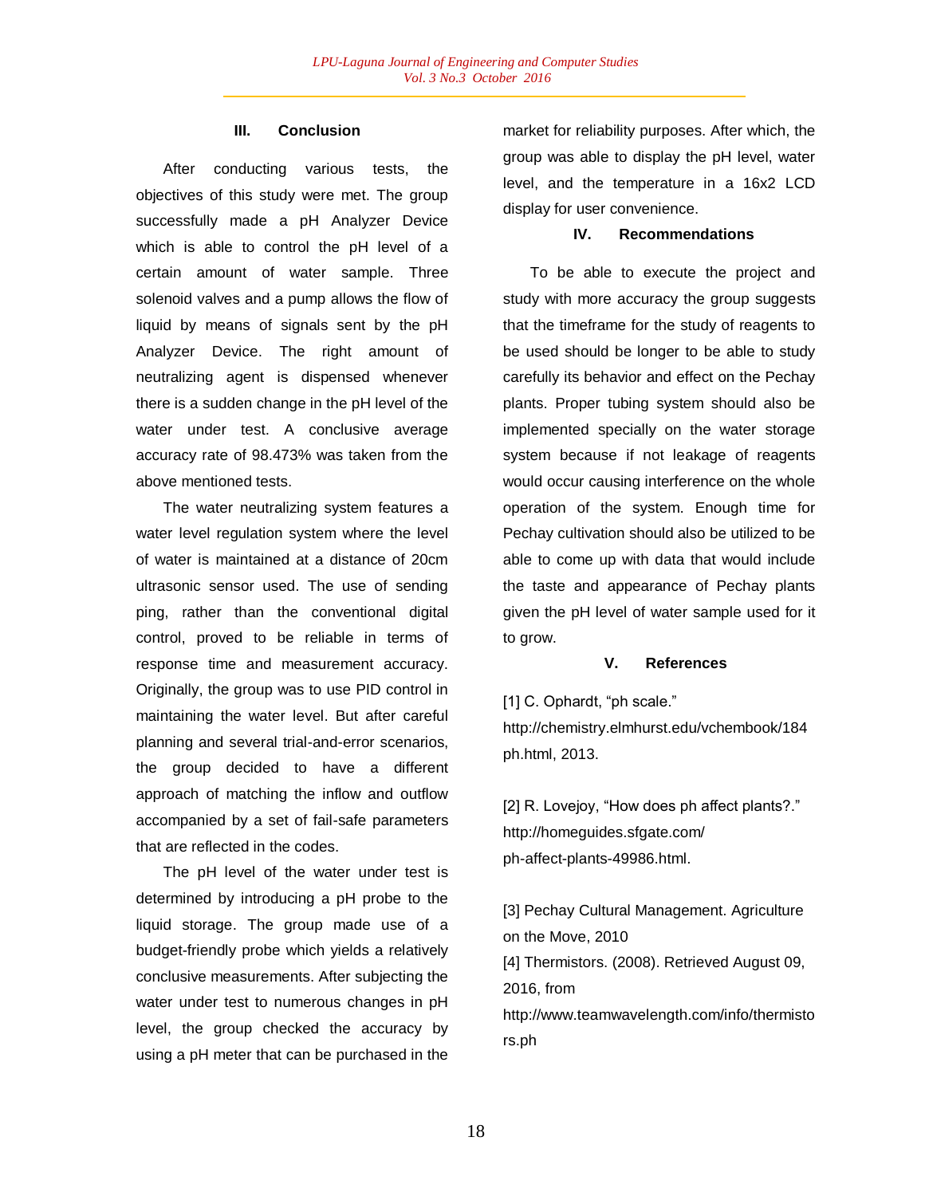## III. Conclusion

After conducting various tests, the objectives of this study were met. The group successfully made a pH Analyzer Device which is able to control the pH level of a certain amount of water sample. Three solenoid valves and a pump allows the flow of liquid by means of signals sent by the pH Analyzer Device. The right amount of neutralizing agent is dispensed whenever there is a sudden change in the pH level of the water under test. A conclusive average accuracy rate of 98.473% was taken from the above mentioned tests.

The water neutralizing system features a water level regulation system where the level of water is maintained at a distance of 20cm ultrasonic sensor used. The use of sending ping, rather than the conventional digital control, proved to be reliable in terms of response time and measurement accuracy. Originally, the group was to use PID control in maintaining the water level. But after careful planning and several trial-and-error scenarios, the group decided to have a different approach of matching the inflow and outflow accompanied by a set of fail-safe parameters that are reflected in the codes.

The pH level of the water under test is determined by introducing a pH probe to the liquid storage. The group made use of a budget-friendly probe which yields a relatively conclusive measurements. After subjecting the water under test to numerous changes in pH level, the group checked the accuracy by using a pH meter that can be purchased in the market for reliability purposes. After which, the group was able to display the pH level, water level, and the temperature in a 16x2 LCD display for user convenience.

## IV. Recommendations

To be able to execute the project and study with more accuracy the group suggests that the timeframe for the study of reagents to be used should be longer to be able to study carefully its behavior and effect on the Pechay plants. Proper tubing system should also be implemented specially on the water storage system because if not leakage of reagents would occur causing interference on the whole operation of the system. Enough time for Pechay cultivation should also be utilized to be able to come up with data that would include the taste and appearance of Pechay plants given the pH level of water sample used for it to grow.

## V. References

[1] C. Ophardt, "ph scale." http://chemistry.elmhurst.edu/vchembook/184ph.html, 2013.

[2] R. Lovejoy, "How does ph affect plants?." http://homeguides.sfgate.com/ph-affect-plants-49986.html.

[3] Pechay Cultural Management. Agriculture on the Move, 2010

[4] Thermistors. (2008). Retrieved August 09, 2016, from http://www.teamwavelength.com/info/thermistors.ph